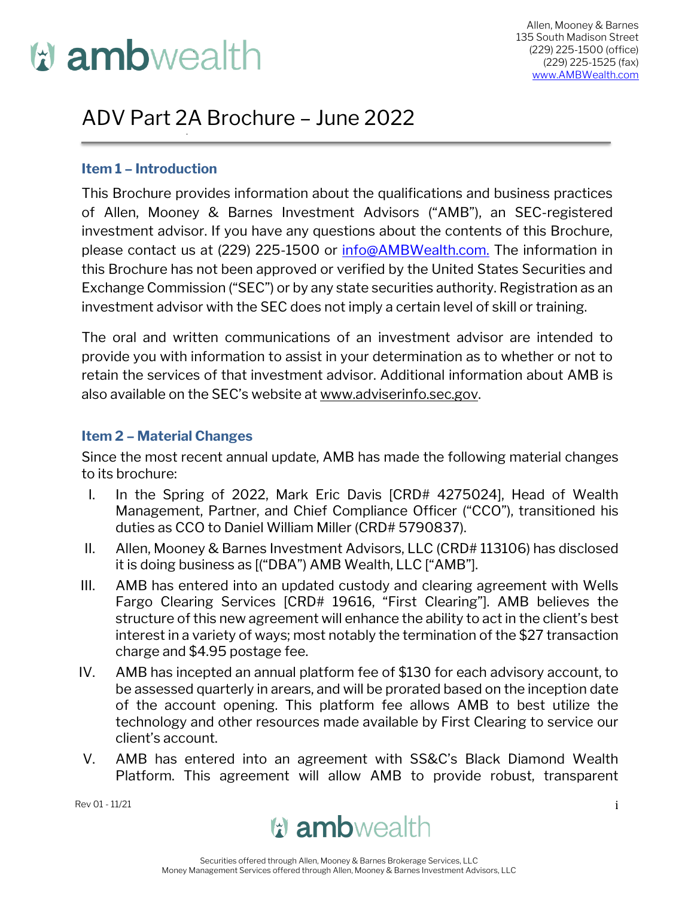Allen, Mooney & Barnes
135 South Madison Street
(229) 225-1500 (office)
(229) 225-1525 (fax)
www.AMBWealth.com

# ADV Part 2A Brochure – June 2022

## Item 1 – Introduction

This Brochure provides information about the qualifications and business practices of Allen, Mooney & Barnes Investment Advisors ("AMB"), an SEC-registered investment advisor. If you have any questions about the contents of this Brochure, please contact us at (229) 225-1500 or info@AMBWealth.com. The information in this Brochure has not been approved or verified by the United States Securities and Exchange Commission ("SEC") or by any state securities authority. Registration as an investment advisor with the SEC does not imply a certain level of skill or training.

The oral and written communications of an investment advisor are intended to provide you with information to assist in your determination as to whether or not to retain the services of that investment advisor. Additional information about AMB is also available on the SEC's website at www.adviserinfo.sec.gov.

## Item 2 – Material Changes

Since the most recent annual update, AMB has made the following material changes to its brochure:

I. In the Spring of 2022, Mark Eric Davis [CRD# 4275024], Head of Wealth Management, Partner, and Chief Compliance Officer ("CCO"), transitioned his duties as CCO to Daniel William Miller (CRD# 5790837).

II. Allen, Mooney & Barnes Investment Advisors, LLC (CRD# 113106) has disclosed it is doing business as [("DBA") AMB Wealth, LLC ["AMB"].

III. AMB has entered into an updated custody and clearing agreement with Wells Fargo Clearing Services [CRD# 19616, "First Clearing"]. AMB believes the structure of this new agreement will enhance the ability to act in the client's best interest in a variety of ways; most notably the termination of the $27 transaction charge and $4.95 postage fee.

IV. AMB has incepted an annual platform fee of $130 for each advisory account, to be assessed quarterly in arears, and will be prorated based on the inception date of the account opening. This platform fee allows AMB to best utilize the technology and other resources made available by First Clearing to service our client's account.

V. AMB has entered into an agreement with SS&C's Black Diamond Wealth Platform. This agreement will allow AMB to provide robust, transparent

Rev 01 - 11/21

Securities offered through Allen, Mooney & Barnes Brokerage Services, LLC
Money Management Services offered through Allen, Mooney & Barnes Investment Advisors, LLC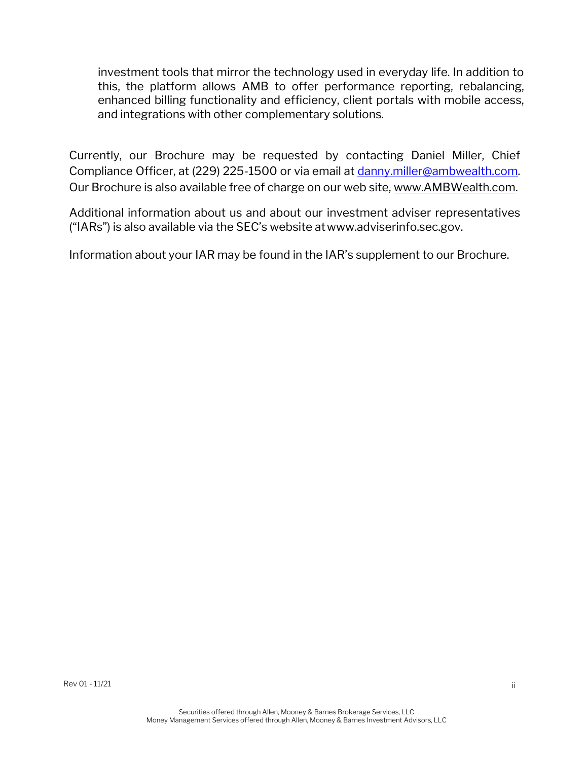investment tools that mirror the technology used in everyday life. In addition to this, the platform allows AMB to offer performance reporting, rebalancing, enhanced billing functionality and efficiency, client portals with mobile access, and integrations with other complementary solutions.

Currently, our Brochure may be requested by contacting Daniel Miller, Chief Compliance Officer, at (229) 225-1500 or via email at danny.miller@ambwealth.com. Our Brochure is also available free of charge on our web site, www.AMBWealth.com.

Additional information about us and about our investment adviser representatives ("IARs") is also available via the SEC's website at www.adviserinfo.sec.gov.

Information about your IAR may be found in the IAR's supplement to our Brochure.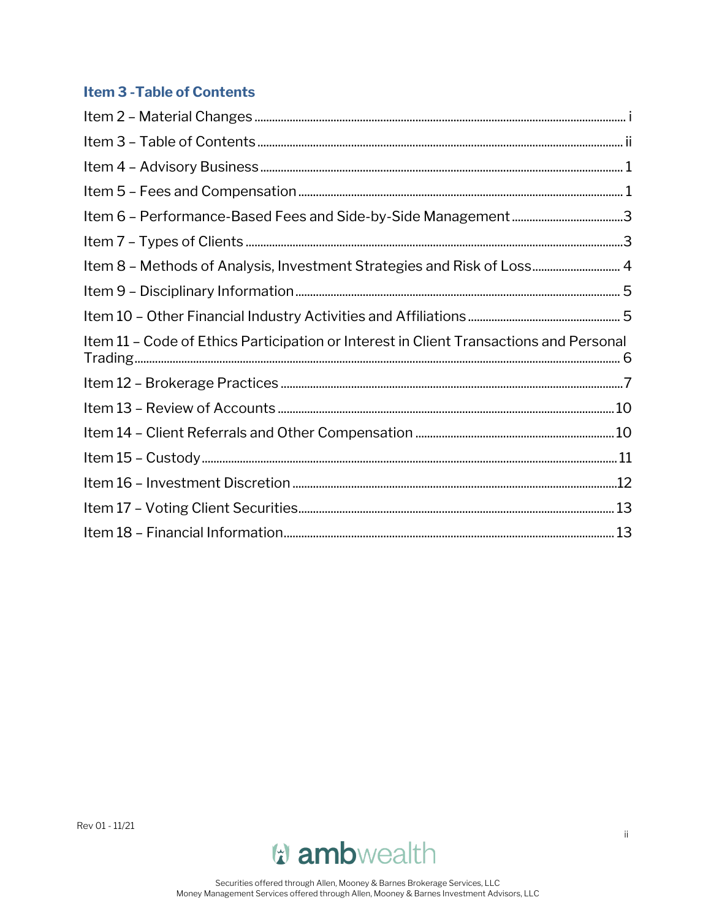## Item 3 -Table of Contents

Item 2 – Material Changes ... i

Item 3 – Table of Contents ... ii

Item 4 – Advisory Business ... 1

Item 5 – Fees and Compensation ... 1

Item 6 – Performance-Based Fees and Side-by-Side Management ... 3

Item 7 – Types of Clients ... 3

Item 8 – Methods of Analysis, Investment Strategies and Risk of Loss ... 4

Item 9 – Disciplinary Information ... 5

Item 10 – Other Financial Industry Activities and Affiliations ... 5

Item 11 – Code of Ethics Participation or Interest in Client Transactions and Personal Trading ... 6

Item 12 – Brokerage Practices ... 7

Item 13 – Review of Accounts ... 10

Item 14 – Client Referrals and Other Compensation ... 10

Item 15 – Custody ... 11

Item 16 – Investment Discretion ... 12

Item 17 – Voting Client Securities ... 13

Item 18 – Financial Information ... 13

Rev 01 - 11/21

Securities offered through Allen, Mooney & Barnes Brokerage Services, LLC
Money Management Services offered through Allen, Mooney & Barnes Investment Advisors, LLC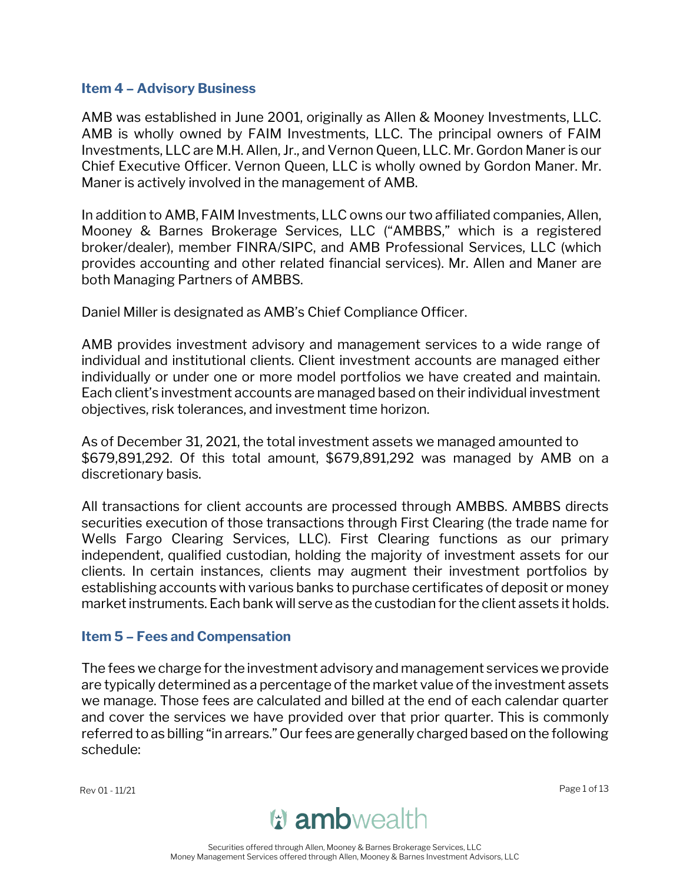## Item 4 – Advisory Business

AMB was established in June 2001, originally as Allen & Mooney Investments, LLC. AMB is wholly owned by FAIM Investments, LLC. The principal owners of FAIM Investments, LLC are M.H. Allen, Jr., and Vernon Queen, LLC. Mr. Gordon Maner is our Chief Executive Officer. Vernon Queen, LLC is wholly owned by Gordon Maner. Mr. Maner is actively involved in the management of AMB.

In addition to AMB, FAIM Investments, LLC owns our two affiliated companies, Allen, Mooney & Barnes Brokerage Services, LLC ("AMBBS," which is a registered broker/dealer), member FINRA/SIPC, and AMB Professional Services, LLC (which provides accounting and other related financial services). Mr. Allen and Maner are both Managing Partners of AMBBS.

Daniel Miller is designated as AMB's Chief Compliance Officer.

AMB provides investment advisory and management services to a wide range of individual and institutional clients. Client investment accounts are managed either individually or under one or more model portfolios we have created and maintain. Each client's investment accounts are managed based on their individual investment objectives, risk tolerances, and investment time horizon.

As of December 31, 2021, the total investment assets we managed amounted to $679,891,292. Of this total amount, $679,891,292 was managed by AMB on a discretionary basis.

All transactions for client accounts are processed through AMBBS. AMBBS directs securities execution of those transactions through First Clearing (the trade name for Wells Fargo Clearing Services, LLC). First Clearing functions as our primary independent, qualified custodian, holding the majority of investment assets for our clients. In certain instances, clients may augment their investment portfolios by establishing accounts with various banks to purchase certificates of deposit or money market instruments. Each bank will serve as the custodian for the client assets it holds.

## Item 5 – Fees and Compensation

The fees we charge for the investment advisory and management services we provide are typically determined as a percentage of the market value of the investment assets we manage. Those fees are calculated and billed at the end of each calendar quarter and cover the services we have provided over that prior quarter. This is commonly referred to as billing "in arrears." Our fees are generally charged based on the following schedule: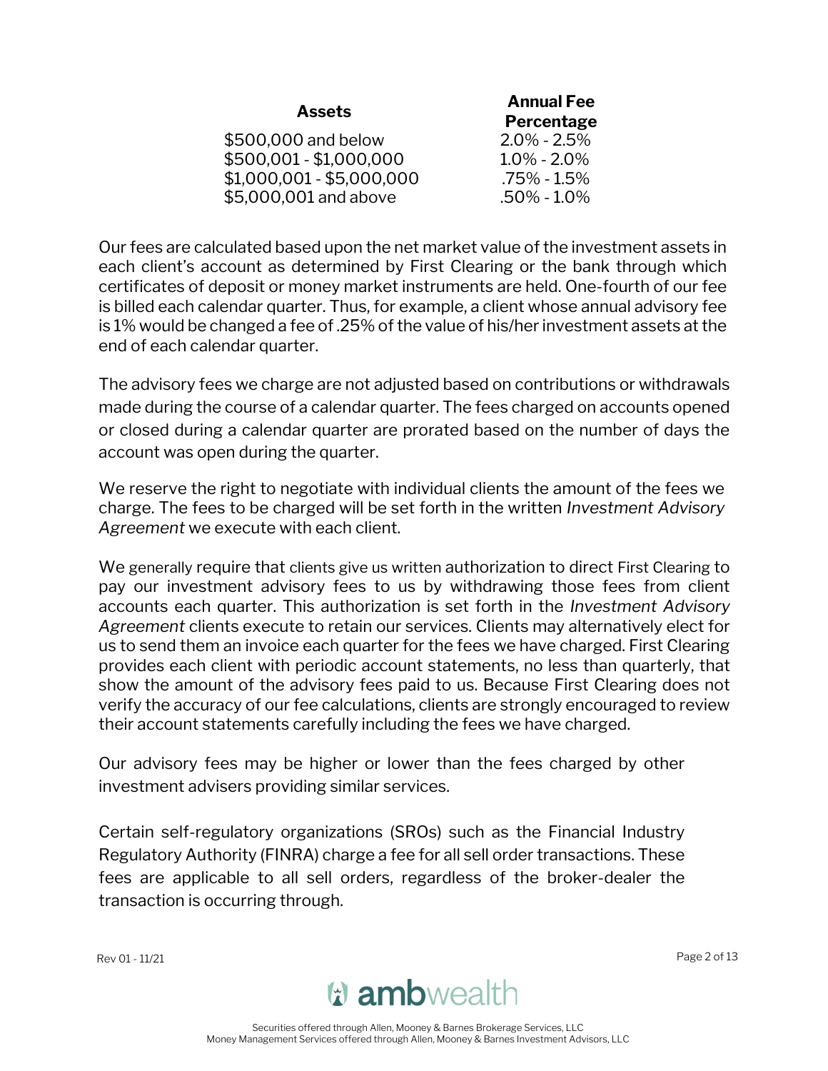| Assets | Annual Fee Percentage |
|---|---|
| $500,000 and below | 2.0% - 2.5% |
| $500,001 - $1,000,000 | 1.0% - 2.0% |
| $1,000,001 - $5,000,000 | .75% - 1.5% |
| $5,000,001 and above | .50% - 1.0% |

Our fees are calculated based upon the net market value of the investment assets in each client's account as determined by First Clearing or the bank through which certificates of deposit or money market instruments are held. One-fourth of our fee is billed each calendar quarter. Thus, for example, a client whose annual advisory fee is 1% would be changed a fee of .25% of the value of his/her investment assets at the end of each calendar quarter.

The advisory fees we charge are not adjusted based on contributions or withdrawals made during the course of a calendar quarter. The fees charged on accounts opened or closed during a calendar quarter are prorated based on the number of days the account was open during the quarter.

We reserve the right to negotiate with individual clients the amount of the fees we charge. The fees to be charged will be set forth in the written *Investment Advisory Agreement* we execute with each client.

We generally require that clients give us written authorization to direct First Clearing to pay our investment advisory fees to us by withdrawing those fees from client accounts each quarter. This authorization is set forth in the *Investment Advisory Agreement* clients execute to retain our services. Clients may alternatively elect for us to send them an invoice each quarter for the fees we have charged. First Clearing provides each client with periodic account statements, no less than quarterly, that show the amount of the advisory fees paid to us. Because First Clearing does not verify the accuracy of our fee calculations, clients are strongly encouraged to review their account statements carefully including the fees we have charged.

Our advisory fees may be higher or lower than the fees charged by other investment advisers providing similar services.

Certain self-regulatory organizations (SROs) such as the Financial Industry Regulatory Authority (FINRA) charge a fee for all sell order transactions. These fees are applicable to all sell orders, regardless of the broker-dealer the transaction is occurring through.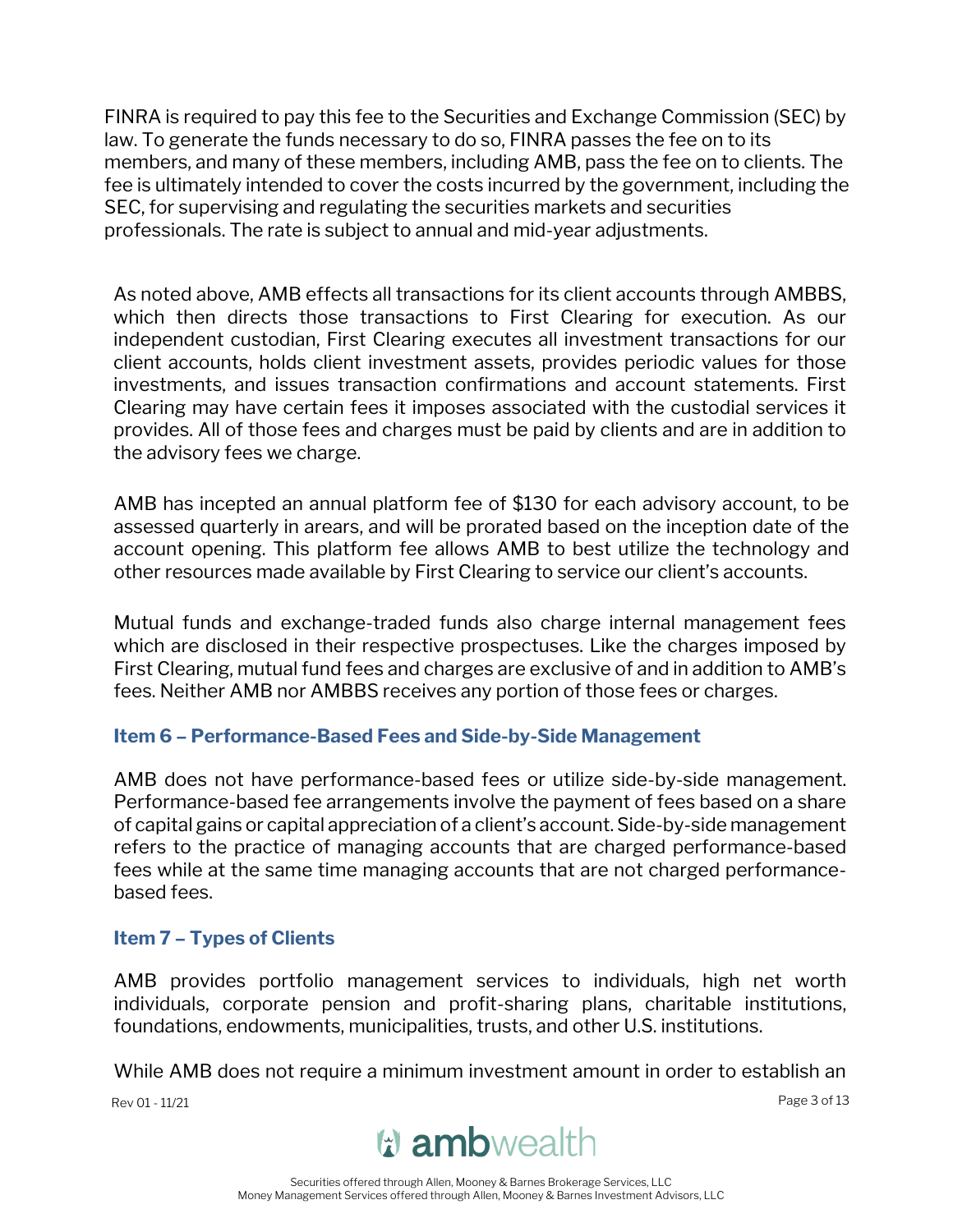FINRA is required to pay this fee to the Securities and Exchange Commission (SEC) by law. To generate the funds necessary to do so, FINRA passes the fee on to its members, and many of these members, including AMB, pass the fee on to clients. The fee is ultimately intended to cover the costs incurred by the government, including the SEC, for supervising and regulating the securities markets and securities professionals. The rate is subject to annual and mid-year adjustments.

As noted above, AMB effects all transactions for its client accounts through AMBBS, which then directs those transactions to First Clearing for execution. As our independent custodian, First Clearing executes all investment transactions for our client accounts, holds client investment assets, provides periodic values for those investments, and issues transaction confirmations and account statements. First Clearing may have certain fees it imposes associated with the custodial services it provides. All of those fees and charges must be paid by clients and are in addition to the advisory fees we charge.

AMB has incepted an annual platform fee of $130 for each advisory account, to be assessed quarterly in arears, and will be prorated based on the inception date of the account opening. This platform fee allows AMB to best utilize the technology and other resources made available by First Clearing to service our client's accounts.

Mutual funds and exchange-traded funds also charge internal management fees which are disclosed in their respective prospectuses. Like the charges imposed by First Clearing, mutual fund fees and charges are exclusive of and in addition to AMB's fees. Neither AMB nor AMBBS receives any portion of those fees or charges.

## Item 6 – Performance-Based Fees and Side-by-Side Management

AMB does not have performance-based fees or utilize side-by-side management. Performance-based fee arrangements involve the payment of fees based on a share of capital gains or capital appreciation of a client's account. Side-by-side management refers to the practice of managing accounts that are charged performance-based fees while at the same time managing accounts that are not charged performance-based fees.

## Item 7 – Types of Clients

AMB provides portfolio management services to individuals, high net worth individuals, corporate pension and profit-sharing plans, charitable institutions, foundations, endowments, municipalities, trusts, and other U.S. institutions.

While AMB does not require a minimum investment amount in order to establish an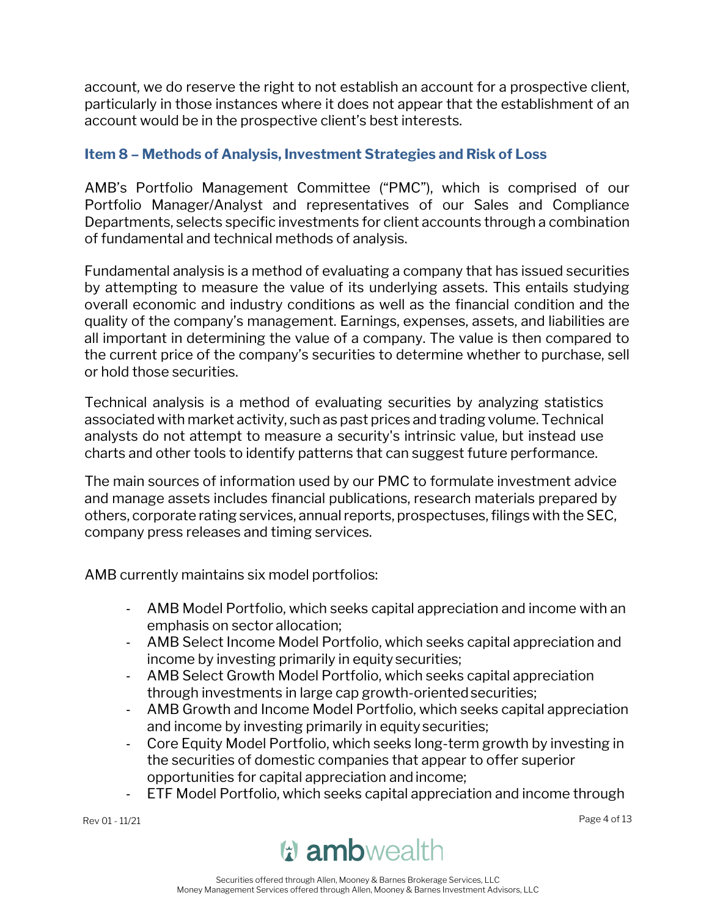account, we do reserve the right to not establish an account for a prospective client, particularly in those instances where it does not appear that the establishment of an account would be in the prospective client's best interests.

## Item 8 – Methods of Analysis, Investment Strategies and Risk of Loss

AMB's Portfolio Management Committee ("PMC"), which is comprised of our Portfolio Manager/Analyst and representatives of our Sales and Compliance Departments, selects specific investments for client accounts through a combination of fundamental and technical methods of analysis.

Fundamental analysis is a method of evaluating a company that has issued securities by attempting to measure the value of its underlying assets. This entails studying overall economic and industry conditions as well as the financial condition and the quality of the company's management. Earnings, expenses, assets, and liabilities are all important in determining the value of a company. The value is then compared to the current price of the company's securities to determine whether to purchase, sell or hold those securities.

Technical analysis is a method of evaluating securities by analyzing statistics associated with market activity, such as past prices and trading volume. Technical analysts do not attempt to measure a security's intrinsic value, but instead use charts and other tools to identify patterns that can suggest future performance.

The main sources of information used by our PMC to formulate investment advice and manage assets includes financial publications, research materials prepared by others, corporate rating services, annual reports, prospectuses, filings with the SEC, company press releases and timing services.

AMB currently maintains six model portfolios:

- AMB Model Portfolio, which seeks capital appreciation and income with an emphasis on sector allocation;
- AMB Select Income Model Portfolio, which seeks capital appreciation and income by investing primarily in equity securities;
- AMB Select Growth Model Portfolio, which seeks capital appreciation through investments in large cap growth-oriented securities;
- AMB Growth and Income Model Portfolio, which seeks capital appreciation and income by investing primarily in equity securities;
- Core Equity Model Portfolio, which seeks long-term growth by investing in the securities of domestic companies that appear to offer superior opportunities for capital appreciation and income;
- ETF Model Portfolio, which seeks capital appreciation and income through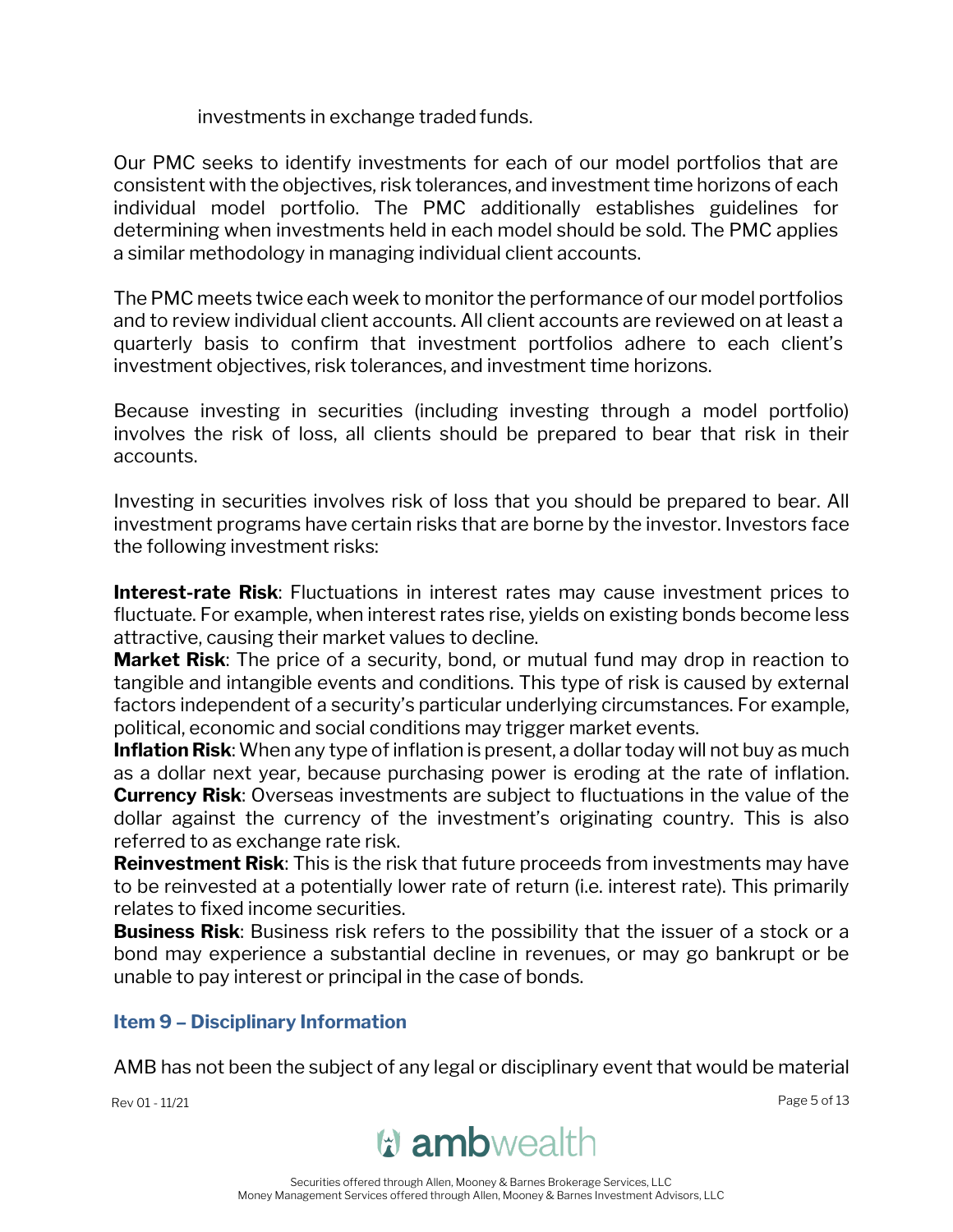investments in exchange traded funds.

Our PMC seeks to identify investments for each of our model portfolios that are consistent with the objectives, risk tolerances, and investment time horizons of each individual model portfolio. The PMC additionally establishes guidelines for determining when investments held in each model should be sold. The PMC applies a similar methodology in managing individual client accounts.

The PMC meets twice each week to monitor the performance of our model portfolios and to review individual client accounts. All client accounts are reviewed on at least a quarterly basis to confirm that investment portfolios adhere to each client's investment objectives, risk tolerances, and investment time horizons.

Because investing in securities (including investing through a model portfolio) involves the risk of loss, all clients should be prepared to bear that risk in their accounts.

Investing in securities involves risk of loss that you should be prepared to bear. All investment programs have certain risks that are borne by the investor. Investors face the following investment risks:

**Interest-rate Risk**: Fluctuations in interest rates may cause investment prices to fluctuate. For example, when interest rates rise, yields on existing bonds become less attractive, causing their market values to decline.

**Market Risk**: The price of a security, bond, or mutual fund may drop in reaction to tangible and intangible events and conditions. This type of risk is caused by external factors independent of a security's particular underlying circumstances. For example, political, economic and social conditions may trigger market events.

**Inflation Risk**: When any type of inflation is present, a dollar today will not buy as much as a dollar next year, because purchasing power is eroding at the rate of inflation.

**Currency Risk**: Overseas investments are subject to fluctuations in the value of the dollar against the currency of the investment's originating country. This is also referred to as exchange rate risk.

**Reinvestment Risk**: This is the risk that future proceeds from investments may have to be reinvested at a potentially lower rate of return (i.e. interest rate). This primarily relates to fixed income securities.

**Business Risk**: Business risk refers to the possibility that the issuer of a stock or a bond may experience a substantial decline in revenues, or may go bankrupt or be unable to pay interest or principal in the case of bonds.

## Item 9 – Disciplinary Information

AMB has not been the subject of any legal or disciplinary event that would be material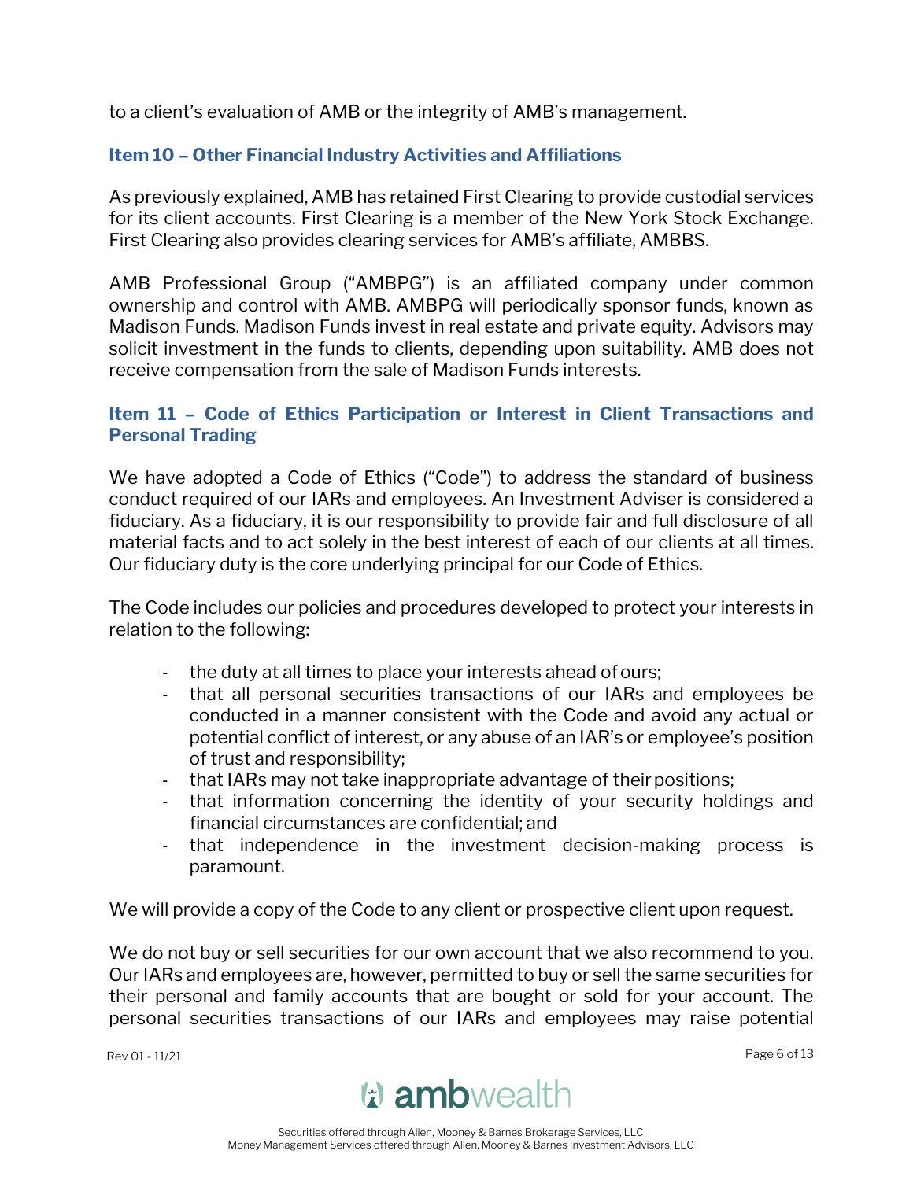to a client's evaluation of AMB or the integrity of AMB's management.

### Item 10 – Other Financial Industry Activities and Affiliations

As previously explained, AMB has retained First Clearing to provide custodial services for its client accounts. First Clearing is a member of the New York Stock Exchange. First Clearing also provides clearing services for AMB's affiliate, AMBBS.

AMB Professional Group ("AMBPG") is an affiliated company under common ownership and control with AMB. AMBPG will periodically sponsor funds, known as Madison Funds. Madison Funds invest in real estate and private equity. Advisors may solicit investment in the funds to clients, depending upon suitability. AMB does not receive compensation from the sale of Madison Funds interests.

### Item 11 – Code of Ethics Participation or Interest in Client Transactions and Personal Trading

We have adopted a Code of Ethics ("Code") to address the standard of business conduct required of our IARs and employees. An Investment Adviser is considered a fiduciary. As a fiduciary, it is our responsibility to provide fair and full disclosure of all material facts and to act solely in the best interest of each of our clients at all times. Our fiduciary duty is the core underlying principal for our Code of Ethics.

The Code includes our policies and procedures developed to protect your interests in relation to the following:

- the duty at all times to place your interests ahead of ours;
- that all personal securities transactions of our IARs and employees be conducted in a manner consistent with the Code and avoid any actual or potential conflict of interest, or any abuse of an IAR's or employee's position of trust and responsibility;
- that IARs may not take inappropriate advantage of their positions;
- that information concerning the identity of your security holdings and financial circumstances are confidential; and
- that independence in the investment decision-making process is paramount.

We will provide a copy of the Code to any client or prospective client upon request.

We do not buy or sell securities for our own account that we also recommend to you. Our IARs and employees are, however, permitted to buy or sell the same securities for their personal and family accounts that are bought or sold for your account. The personal securities transactions of our IARs and employees may raise potential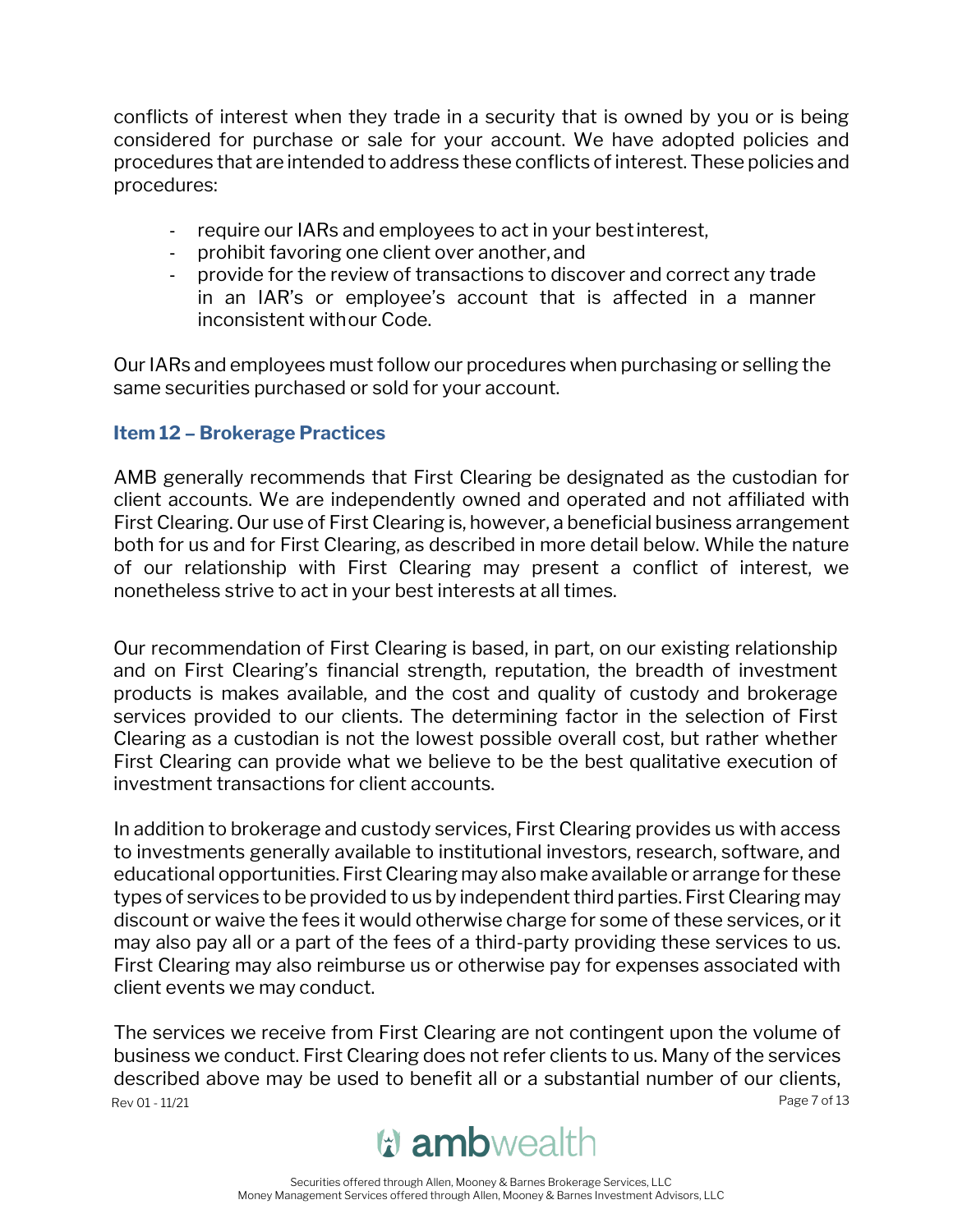conflicts of interest when they trade in a security that is owned by you or is being considered for purchase or sale for your account. We have adopted policies and procedures that are intended to address these conflicts of interest. These policies and procedures:

- require our IARs and employees to act in your best interest,
- prohibit favoring one client over another, and
- provide for the review of transactions to discover and correct any trade in an IAR's or employee's account that is affected in a manner inconsistent with our Code.

Our IARs and employees must follow our procedures when purchasing or selling the same securities purchased or sold for your account.

### Item 12 – Brokerage Practices

AMB generally recommends that First Clearing be designated as the custodian for client accounts. We are independently owned and operated and not affiliated with First Clearing. Our use of First Clearing is, however, a beneficial business arrangement both for us and for First Clearing, as described in more detail below. While the nature of our relationship with First Clearing may present a conflict of interest, we nonetheless strive to act in your best interests at all times.

Our recommendation of First Clearing is based, in part, on our existing relationship and on First Clearing's financial strength, reputation, the breadth of investment products is makes available, and the cost and quality of custody and brokerage services provided to our clients. The determining factor in the selection of First Clearing as a custodian is not the lowest possible overall cost, but rather whether First Clearing can provide what we believe to be the best qualitative execution of investment transactions for client accounts.

In addition to brokerage and custody services, First Clearing provides us with access to investments generally available to institutional investors, research, software, and educational opportunities. First Clearing may also make available or arrange for these types of services to be provided to us by independent third parties. First Clearing may discount or waive the fees it would otherwise charge for some of these services, or it may also pay all or a part of the fees of a third-party providing these services to us. First Clearing may also reimburse us or otherwise pay for expenses associated with client events we may conduct.

The services we receive from First Clearing are not contingent upon the volume of business we conduct. First Clearing does not refer clients to us. Many of the services described above may be used to benefit all or a substantial number of our clients,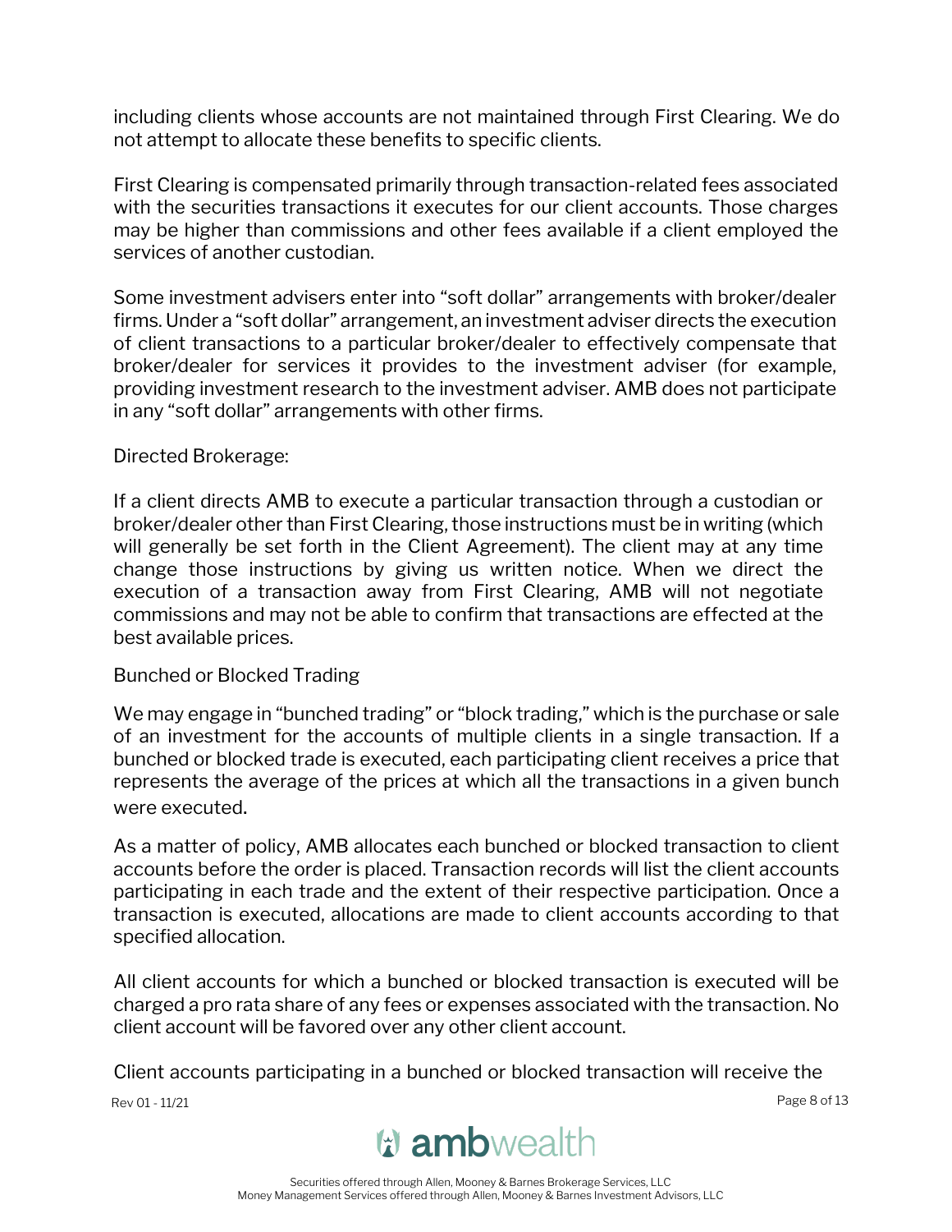including clients whose accounts are not maintained through First Clearing. We do not attempt to allocate these benefits to specific clients.

First Clearing is compensated primarily through transaction-related fees associated with the securities transactions it executes for our client accounts. Those charges may be higher than commissions and other fees available if a client employed the services of another custodian.

Some investment advisers enter into "soft dollar" arrangements with broker/dealer firms. Under a "soft dollar" arrangement, an investment adviser directs the execution of client transactions to a particular broker/dealer to effectively compensate that broker/dealer for services it provides to the investment adviser (for example, providing investment research to the investment adviser. AMB does not participate in any "soft dollar" arrangements with other firms.

Directed Brokerage:

If a client directs AMB to execute a particular transaction through a custodian or broker/dealer other than First Clearing, those instructions must be in writing (which will generally be set forth in the Client Agreement). The client may at any time change those instructions by giving us written notice. When we direct the execution of a transaction away from First Clearing, AMB will not negotiate commissions and may not be able to confirm that transactions are effected at the best available prices.

Bunched or Blocked Trading

We may engage in "bunched trading" or "block trading," which is the purchase or sale of an investment for the accounts of multiple clients in a single transaction. If a bunched or blocked trade is executed, each participating client receives a price that represents the average of the prices at which all the transactions in a given bunch were executed.

As a matter of policy, AMB allocates each bunched or blocked transaction to client accounts before the order is placed. Transaction records will list the client accounts participating in each trade and the extent of their respective participation. Once a transaction is executed, allocations are made to client accounts according to that specified allocation.

All client accounts for which a bunched or blocked transaction is executed will be charged a pro rata share of any fees or expenses associated with the transaction. No client account will be favored over any other client account.

Client accounts participating in a bunched or blocked transaction will receive the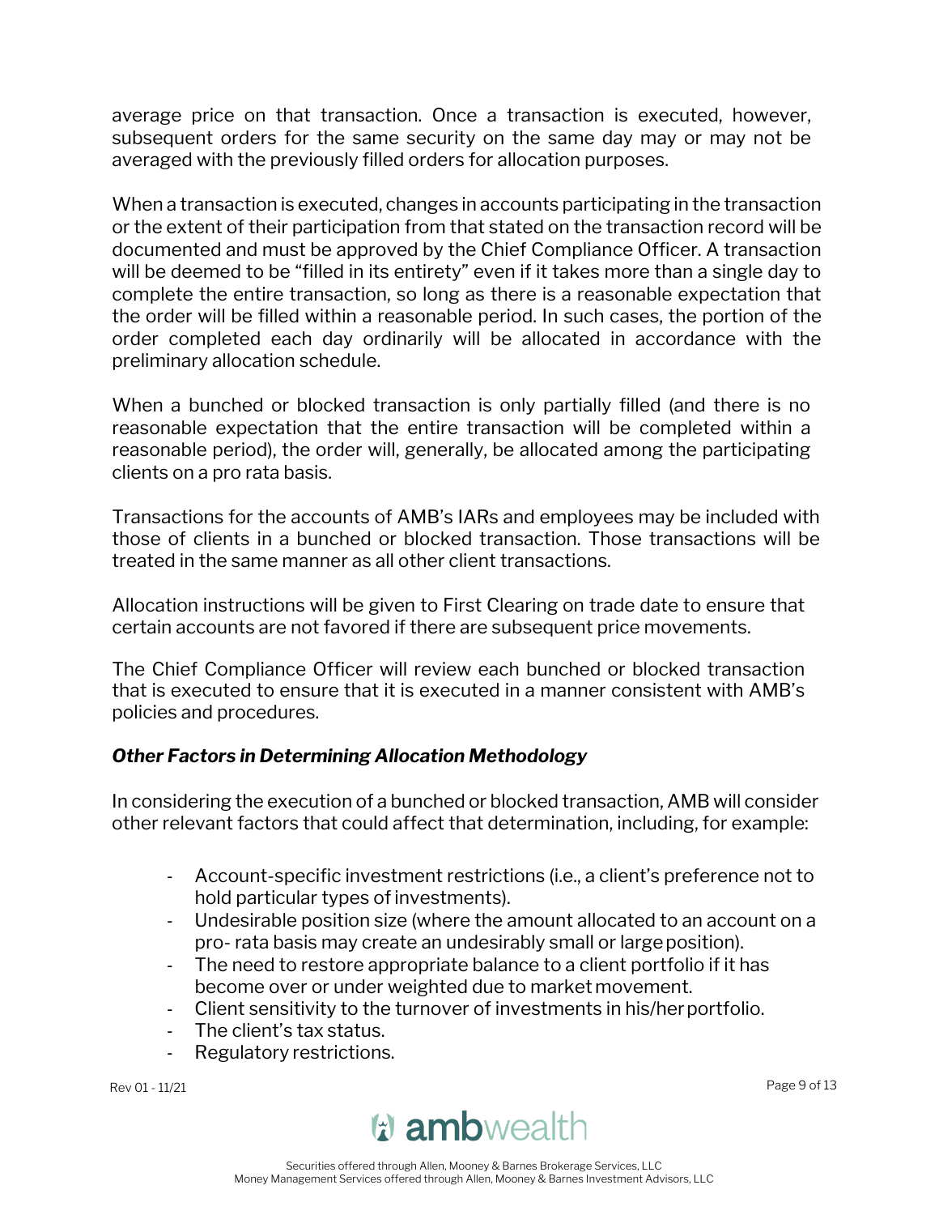average price on that transaction. Once a transaction is executed, however, subsequent orders for the same security on the same day may or may not be averaged with the previously filled orders for allocation purposes.

When a transaction is executed, changes in accounts participating in the transaction or the extent of their participation from that stated on the transaction record will be documented and must be approved by the Chief Compliance Officer. A transaction will be deemed to be "filled in its entirety" even if it takes more than a single day to complete the entire transaction, so long as there is a reasonable expectation that the order will be filled within a reasonable period. In such cases, the portion of the order completed each day ordinarily will be allocated in accordance with the preliminary allocation schedule.

When a bunched or blocked transaction is only partially filled (and there is no reasonable expectation that the entire transaction will be completed within a reasonable period), the order will, generally, be allocated among the participating clients on a pro rata basis.

Transactions for the accounts of AMB's IARs and employees may be included with those of clients in a bunched or blocked transaction. Those transactions will be treated in the same manner as all other client transactions.

Allocation instructions will be given to First Clearing on trade date to ensure that certain accounts are not favored if there are subsequent price movements.

The Chief Compliance Officer will review each bunched or blocked transaction that is executed to ensure that it is executed in a manner consistent with AMB's policies and procedures.

### ***Other Factors in Determining Allocation Methodology***

In considering the execution of a bunched or blocked transaction, AMB will consider other relevant factors that could affect that determination, including, for example:

- Account-specific investment restrictions (i.e., a client's preference not to hold particular types of investments).
- Undesirable position size (where the amount allocated to an account on a pro- rata basis may create an undesirably small or large position).
- The need to restore appropriate balance to a client portfolio if it has become over or under weighted due to market movement.
- Client sensitivity to the turnover of investments in his/her portfolio.
- The client's tax status.
- Regulatory restrictions.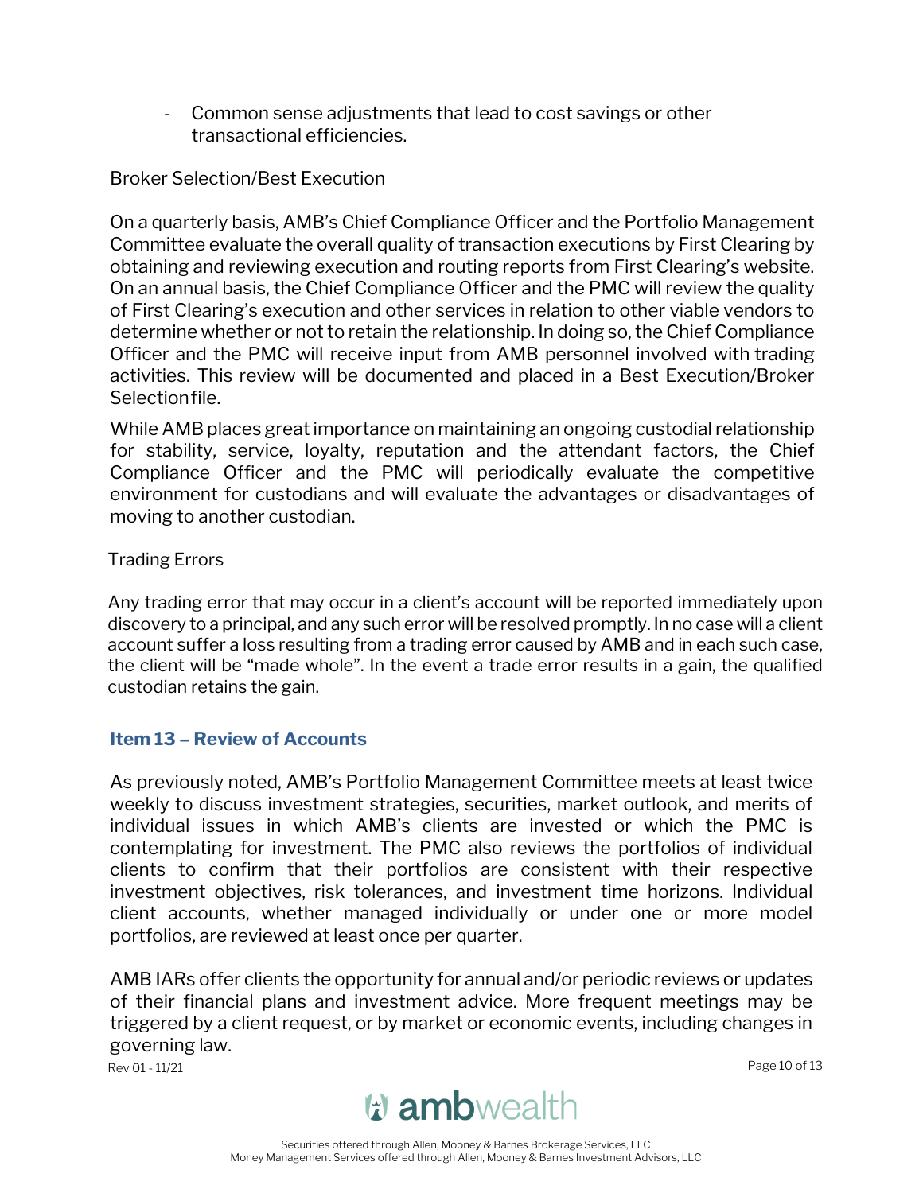- Common sense adjustments that lead to cost savings or other transactional efficiencies.

Broker Selection/Best Execution

On a quarterly basis, AMB's Chief Compliance Officer and the Portfolio Management Committee evaluate the overall quality of transaction executions by First Clearing by obtaining and reviewing execution and routing reports from First Clearing's website. On an annual basis, the Chief Compliance Officer and the PMC will review the quality of First Clearing's execution and other services in relation to other viable vendors to determine whether or not to retain the relationship. In doing so, the Chief Compliance Officer and the PMC will receive input from AMB personnel involved with trading activities. This review will be documented and placed in a Best Execution/Broker Selection file.

While AMB places great importance on maintaining an ongoing custodial relationship for stability, service, loyalty, reputation and the attendant factors, the Chief Compliance Officer and the PMC will periodically evaluate the competitive environment for custodians and will evaluate the advantages or disadvantages of moving to another custodian.

Trading Errors

Any trading error that may occur in a client's account will be reported immediately upon discovery to a principal, and any such error will be resolved promptly. In no case will a client account suffer a loss resulting from a trading error caused by AMB and in each such case, the client will be "made whole". In the event a trade error results in a gain, the qualified custodian retains the gain.

## Item 13 – Review of Accounts

As previously noted, AMB's Portfolio Management Committee meets at least twice weekly to discuss investment strategies, securities, market outlook, and merits of individual issues in which AMB's clients are invested or which the PMC is contemplating for investment. The PMC also reviews the portfolios of individual clients to confirm that their portfolios are consistent with their respective investment objectives, risk tolerances, and investment time horizons. Individual client accounts, whether managed individually or under one or more model portfolios, are reviewed at least once per quarter.

AMB IARs offer clients the opportunity for annual and/or periodic reviews or updates of their financial plans and investment advice. More frequent meetings may be triggered by a client request, or by market or economic events, including changes in governing law.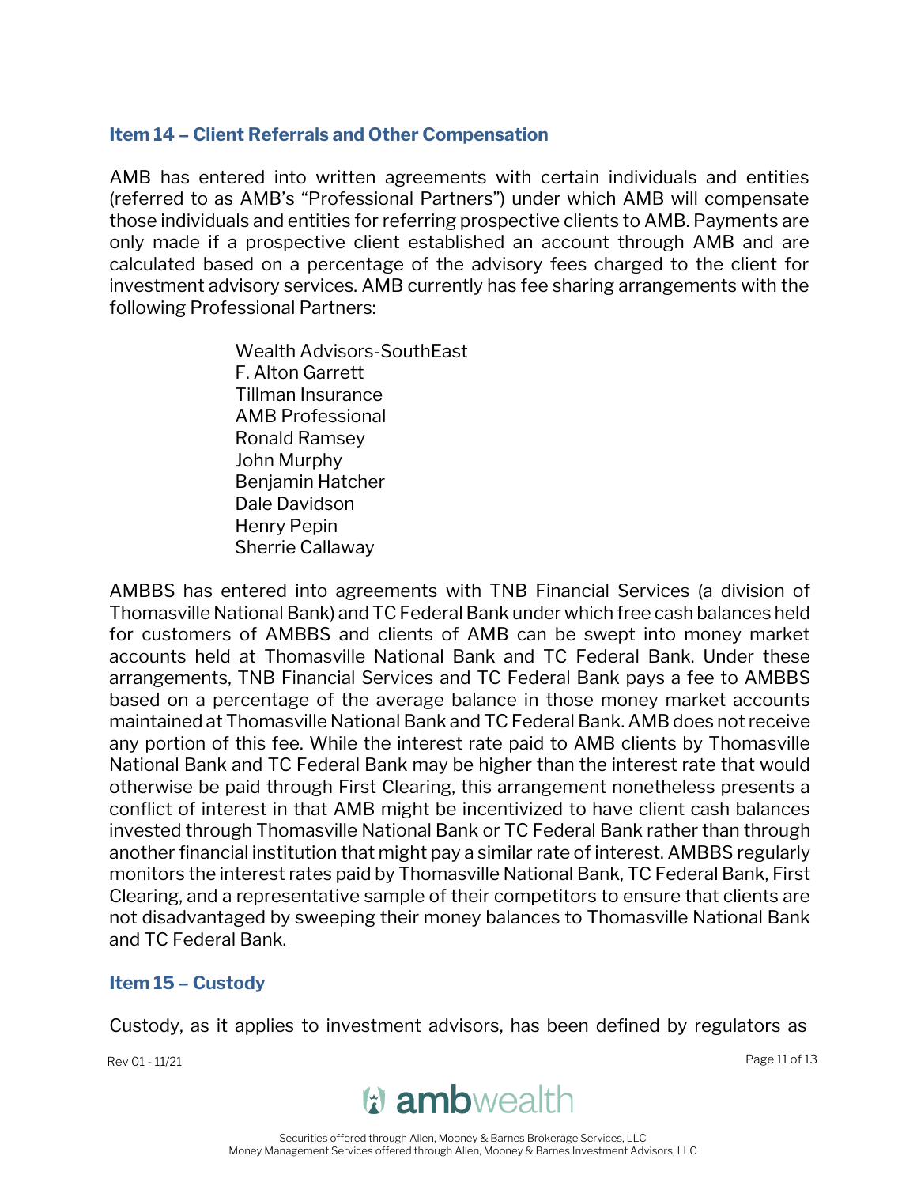## Item 14 – Client Referrals and Other Compensation

AMB has entered into written agreements with certain individuals and entities (referred to as AMB's "Professional Partners") under which AMB will compensate those individuals and entities for referring prospective clients to AMB. Payments are only made if a prospective client established an account through AMB and are calculated based on a percentage of the advisory fees charged to the client for investment advisory services. AMB currently has fee sharing arrangements with the following Professional Partners:

Wealth Advisors-SouthEast
F. Alton Garrett
Tillman Insurance
AMB Professional
Ronald Ramsey
John Murphy
Benjamin Hatcher
Dale Davidson
Henry Pepin
Sherrie Callaway

AMBBS has entered into agreements with TNB Financial Services (a division of Thomasville National Bank) and TC Federal Bank under which free cash balances held for customers of AMBBS and clients of AMB can be swept into money market accounts held at Thomasville National Bank and TC Federal Bank. Under these arrangements, TNB Financial Services and TC Federal Bank pays a fee to AMBBS based on a percentage of the average balance in those money market accounts maintained at Thomasville National Bank and TC Federal Bank. AMB does not receive any portion of this fee. While the interest rate paid to AMB clients by Thomasville National Bank and TC Federal Bank may be higher than the interest rate that would otherwise be paid through First Clearing, this arrangement nonetheless presents a conflict of interest in that AMB might be incentivized to have client cash balances invested through Thomasville National Bank or TC Federal Bank rather than through another financial institution that might pay a similar rate of interest. AMBBS regularly monitors the interest rates paid by Thomasville National Bank, TC Federal Bank, First Clearing, and a representative sample of their competitors to ensure that clients are not disadvantaged by sweeping their money balances to Thomasville National Bank and TC Federal Bank.

## Item 15 – Custody

Custody, as it applies to investment advisors, has been defined by regulators as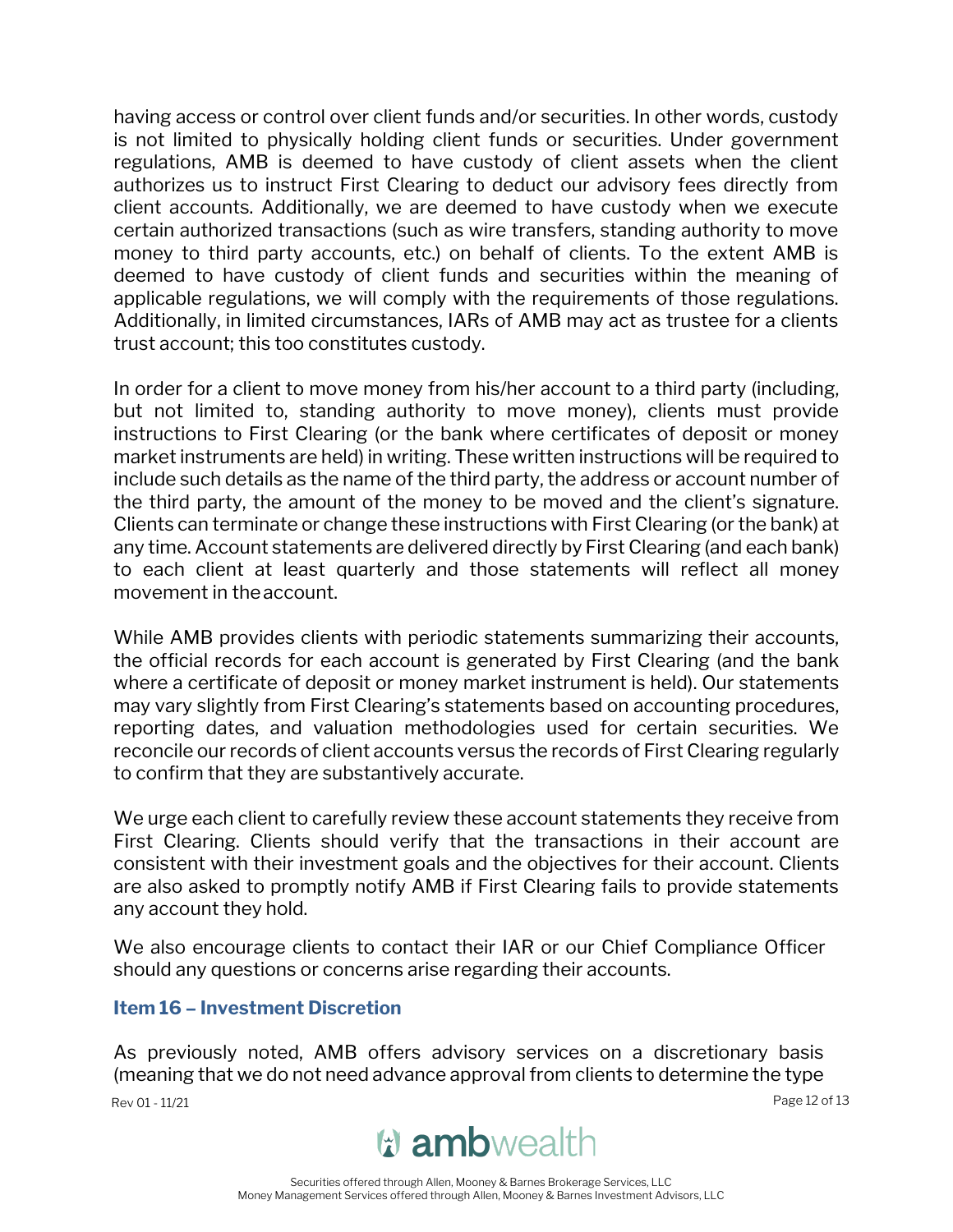having access or control over client funds and/or securities. In other words, custody is not limited to physically holding client funds or securities. Under government regulations, AMB is deemed to have custody of client assets when the client authorizes us to instruct First Clearing to deduct our advisory fees directly from client accounts. Additionally, we are deemed to have custody when we execute certain authorized transactions (such as wire transfers, standing authority to move money to third party accounts, etc.) on behalf of clients. To the extent AMB is deemed to have custody of client funds and securities within the meaning of applicable regulations, we will comply with the requirements of those regulations. Additionally, in limited circumstances, IARs of AMB may act as trustee for a clients trust account; this too constitutes custody.

In order for a client to move money from his/her account to a third party (including, but not limited to, standing authority to move money), clients must provide instructions to First Clearing (or the bank where certificates of deposit or money market instruments are held) in writing. These written instructions will be required to include such details as the name of the third party, the address or account number of the third party, the amount of the money to be moved and the client's signature. Clients can terminate or change these instructions with First Clearing (or the bank) at any time. Account statements are delivered directly by First Clearing (and each bank) to each client at least quarterly and those statements will reflect all money movement in the account.

While AMB provides clients with periodic statements summarizing their accounts, the official records for each account is generated by First Clearing (and the bank where a certificate of deposit or money market instrument is held). Our statements may vary slightly from First Clearing's statements based on accounting procedures, reporting dates, and valuation methodologies used for certain securities. We reconcile our records of client accounts versus the records of First Clearing regularly to confirm that they are substantively accurate.

We urge each client to carefully review these account statements they receive from First Clearing. Clients should verify that the transactions in their account are consistent with their investment goals and the objectives for their account. Clients are also asked to promptly notify AMB if First Clearing fails to provide statements any account they hold.

We also encourage clients to contact their IAR or our Chief Compliance Officer should any questions or concerns arise regarding their accounts.

## Item 16 – Investment Discretion

As previously noted, AMB offers advisory services on a discretionary basis (meaning that we do not need advance approval from clients to determine the type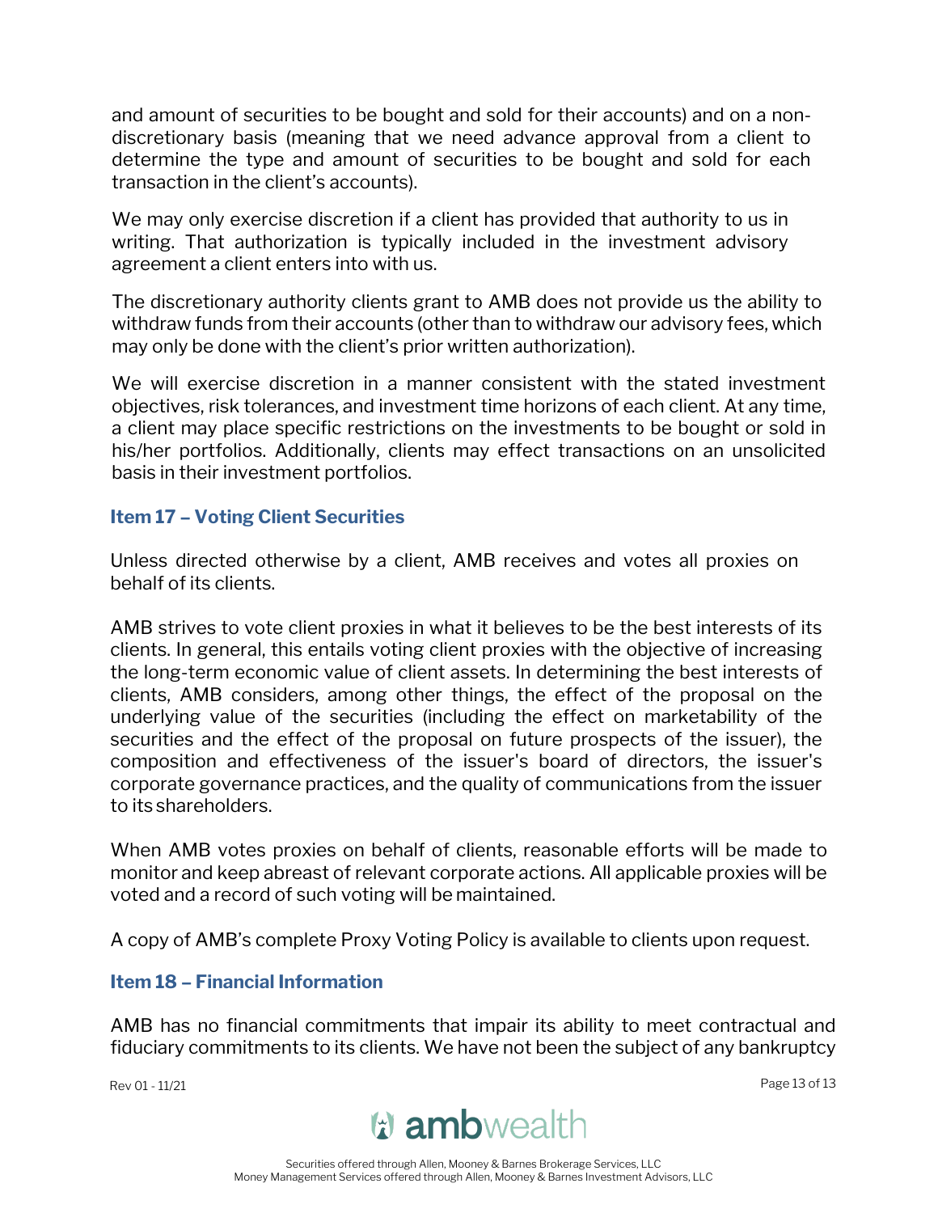and amount of securities to be bought and sold for their accounts) and on a non-discretionary basis (meaning that we need advance approval from a client to determine the type and amount of securities to be bought and sold for each transaction in the client's accounts).

We may only exercise discretion if a client has provided that authority to us in writing. That authorization is typically included in the investment advisory agreement a client enters into with us.

The discretionary authority clients grant to AMB does not provide us the ability to withdraw funds from their accounts (other than to withdraw our advisory fees, which may only be done with the client's prior written authorization).

We will exercise discretion in a manner consistent with the stated investment objectives, risk tolerances, and investment time horizons of each client. At any time, a client may place specific restrictions on the investments to be bought or sold in his/her portfolios. Additionally, clients may effect transactions on an unsolicited basis in their investment portfolios.

## Item 17 – Voting Client Securities

Unless directed otherwise by a client, AMB receives and votes all proxies on behalf of its clients.

AMB strives to vote client proxies in what it believes to be the best interests of its clients. In general, this entails voting client proxies with the objective of increasing the long-term economic value of client assets. In determining the best interests of clients, AMB considers, among other things, the effect of the proposal on the underlying value of the securities (including the effect on marketability of the securities and the effect of the proposal on future prospects of the issuer), the composition and effectiveness of the issuer's board of directors, the issuer's corporate governance practices, and the quality of communications from the issuer to its shareholders.

When AMB votes proxies on behalf of clients, reasonable efforts will be made to monitor and keep abreast of relevant corporate actions. All applicable proxies will be voted and a record of such voting will be maintained.

A copy of AMB's complete Proxy Voting Policy is available to clients upon request.

## Item 18 – Financial Information

AMB has no financial commitments that impair its ability to meet contractual and fiduciary commitments to its clients. We have not been the subject of any bankruptcy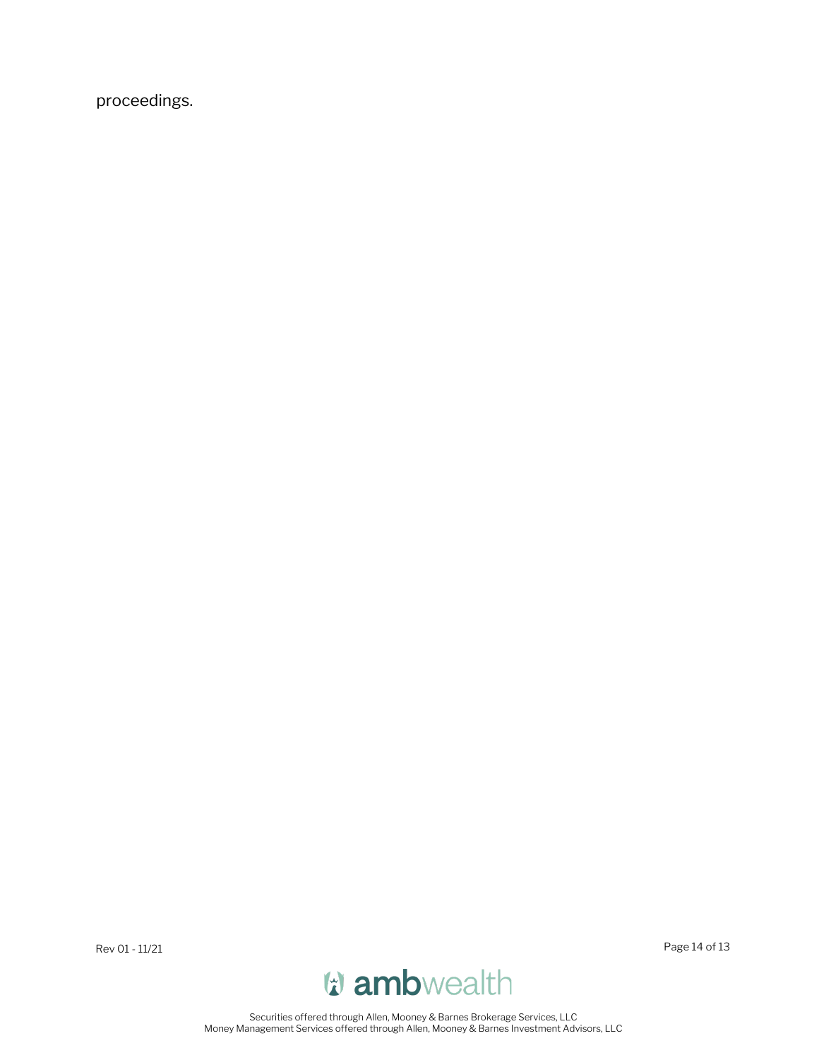proceedings.